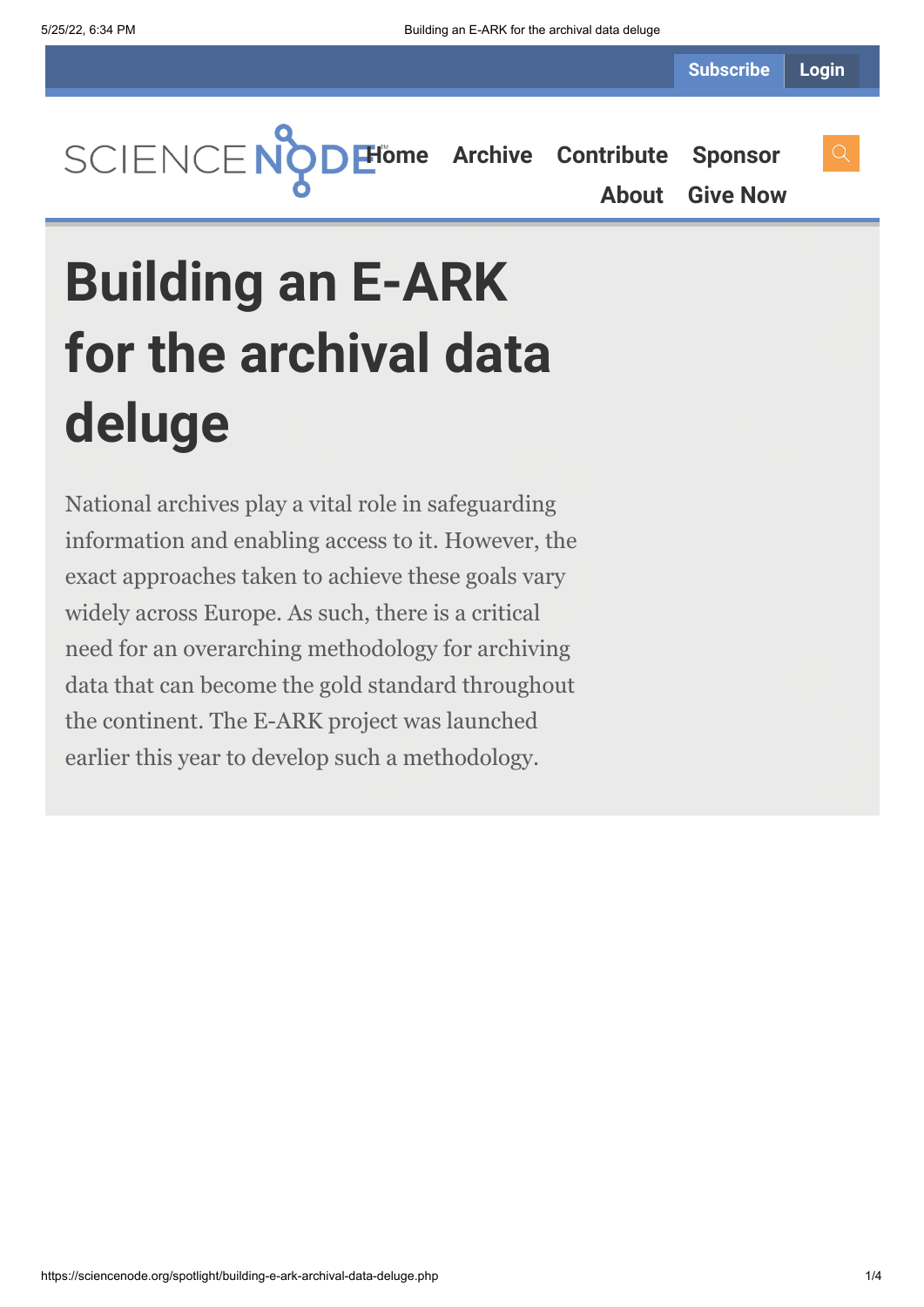# Building an E-ARK for the archival data deluge

National archives play a vital role in safeguarding information and enabling access to it. However, the exact approaches taken to achieve these goals vary widely across Europe. As such, there is a critical need for an overarching methodology for archiving data that can become the gold standard throughout the continent. The E-ARK project was launched earlier this year to develop such a methodology.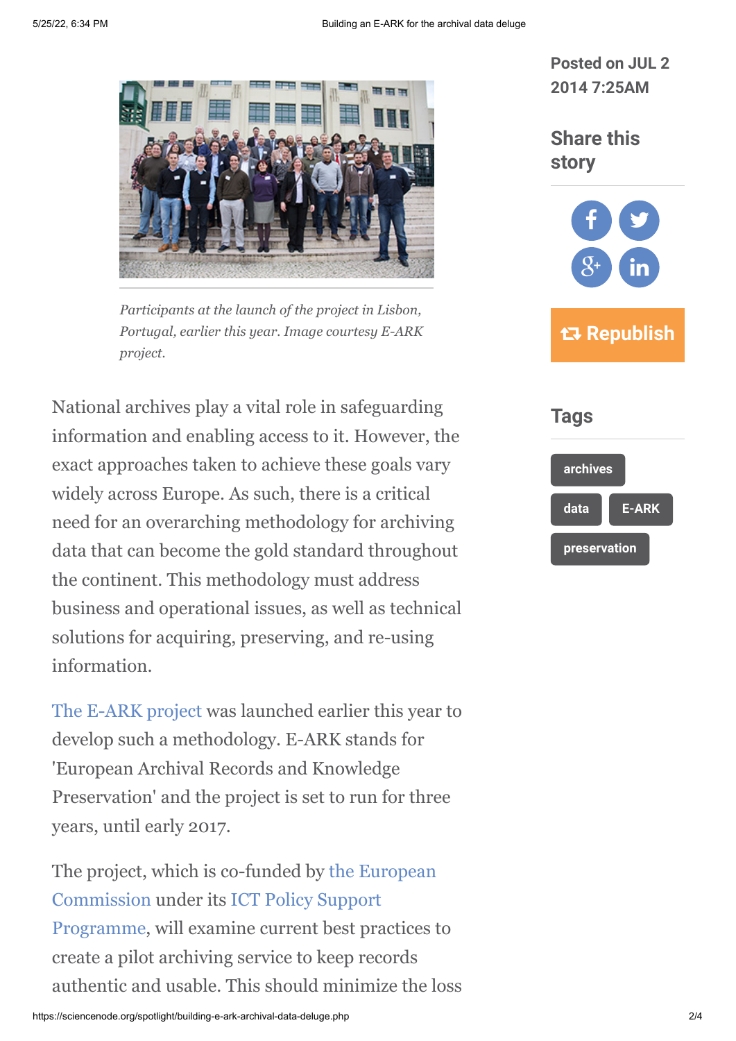*Participants at the launch of the project in Lisbon, Portugal, earlier this year. Image courtesy E-ARK project.*

National archives play a vital role in safeguarding information and enabling access to it. However, the exact approaches taken to achieve these goals vary widely across Europe. As such, there is a critical need for an overarching methodology for archiving data that can become the gold standard throughout the continent. This methodology must address business and operational issues, as well as technical solutions for acquiring, preserving, and re-using information.

The E-ARK project was launched earlier this year to develop such a methodology. E-ARK stands for 'European Archival Records and Knowledge Preservation' and the project is set to run for three years, until early 2017.

The project, which is co-funded by the European Commission under its ICT Policy Support Programme, will examine current best practices to create a pilot archiving service to keep records authentic and usable. This should minimize the loss

Posted on JUL 2 2014 7:25AM

Share this story

Republish

Tags

archives

data

E-ARK

preservation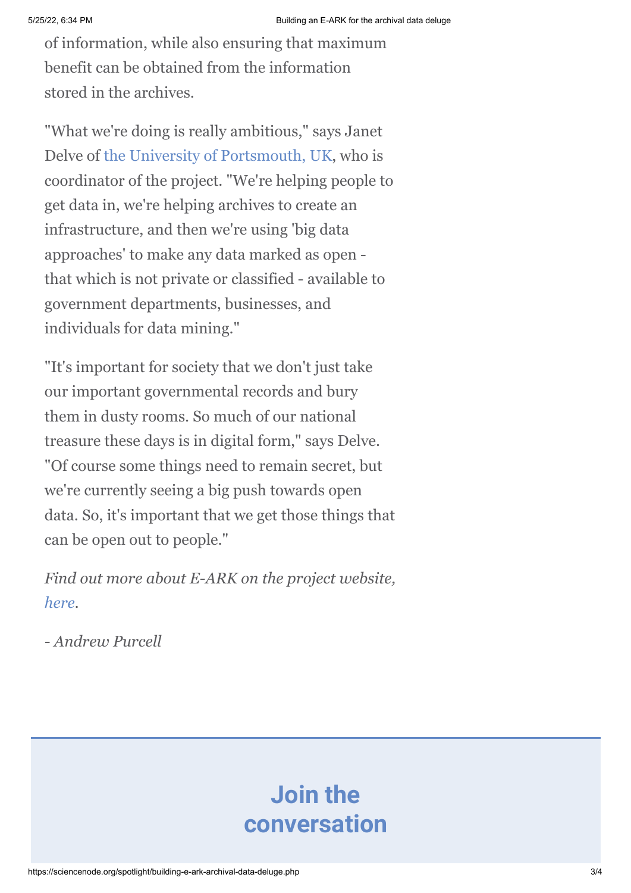of information, while also ensuring that maximum benefit can be obtained from the information stored in the archives.

"What we're doing is really ambitious," says Janet Delve of the University of Portsmouth, UK, who is coordinator of the project. "We're helping people to get data in, we're helping archives to create an infrastructure, and then we're using 'big data approaches' to make any data marked as open - that which is not private or classified - available to government departments, businesses, and individuals for data mining."

"It's important for society that we don't just take our important governmental records and bury them in dusty rooms. So much of our national treasure these days is in digital form," says Delve. "Of course some things need to remain secret, but we're currently seeing a big push towards open data. So, it's important that we get those things that can be open out to people."

*Find out more about E-ARK on the project website, here.*

*- Andrew Purcell*

## Join the conversation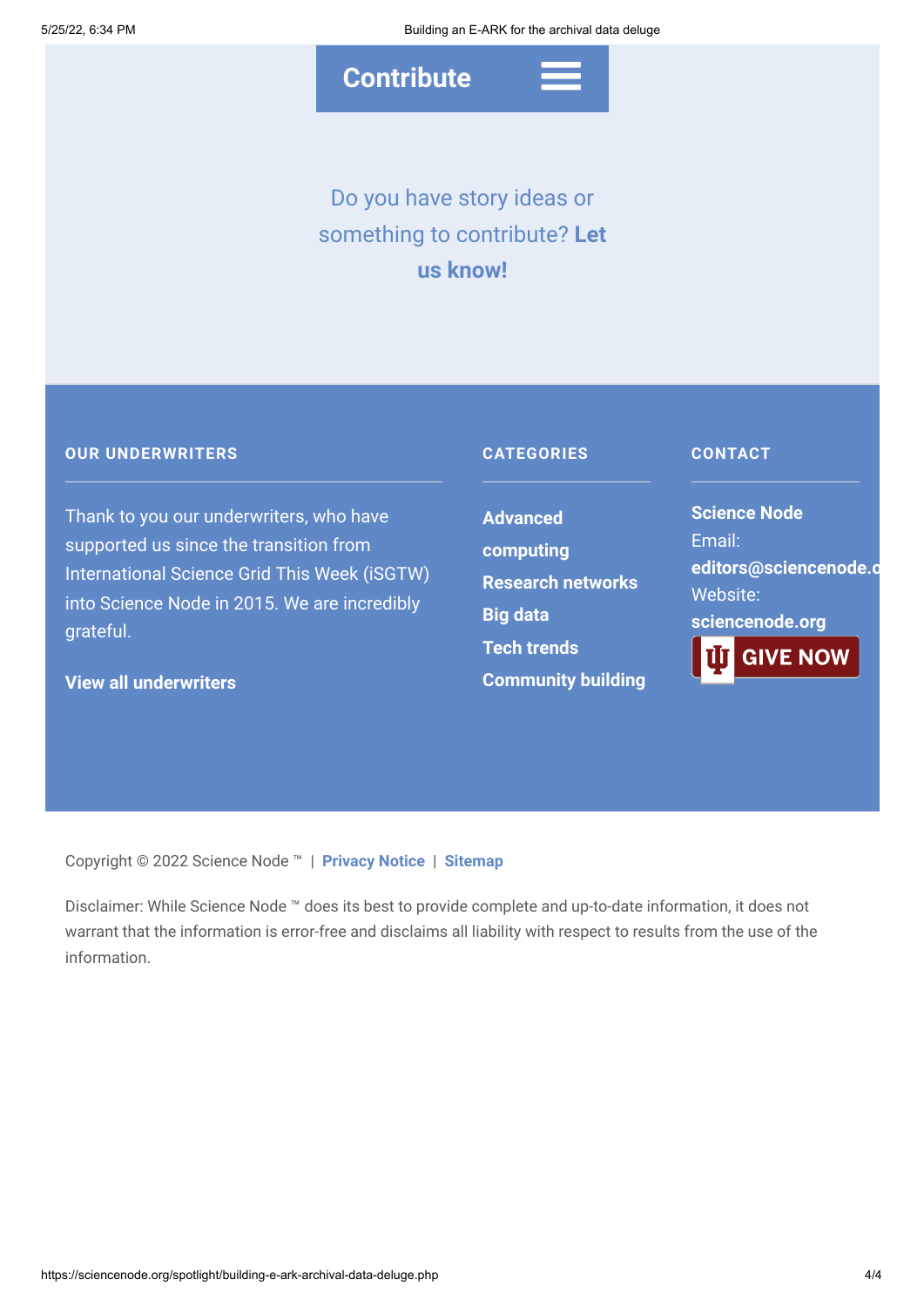**Contribute**

Do you have story ideas or something to contribute? **Let us know!**

## OUR UNDERWRITERS

Thank to you our underwriters, who have supported us since the transition from International Science Grid This Week (iSGTW) into Science Node in 2015. We are incredibly grateful.

**View all underwriters**

## CATEGORIES

**Advanced computing**

**Research networks**

**Big data**

**Tech trends**

**Community building**

## CONTACT

**Science Node**

Email:

**editors@sciencenode.o**

Website:

**sciencenode.org**

**GIVE NOW**

Copyright © 2022 Science Node ™ | **Privacy Notice** | **Sitemap**

Disclaimer: While Science Node ™ does its best to provide complete and up-to-date information, it does not warrant that the information is error-free and disclaims all liability with respect to results from the use of the information.